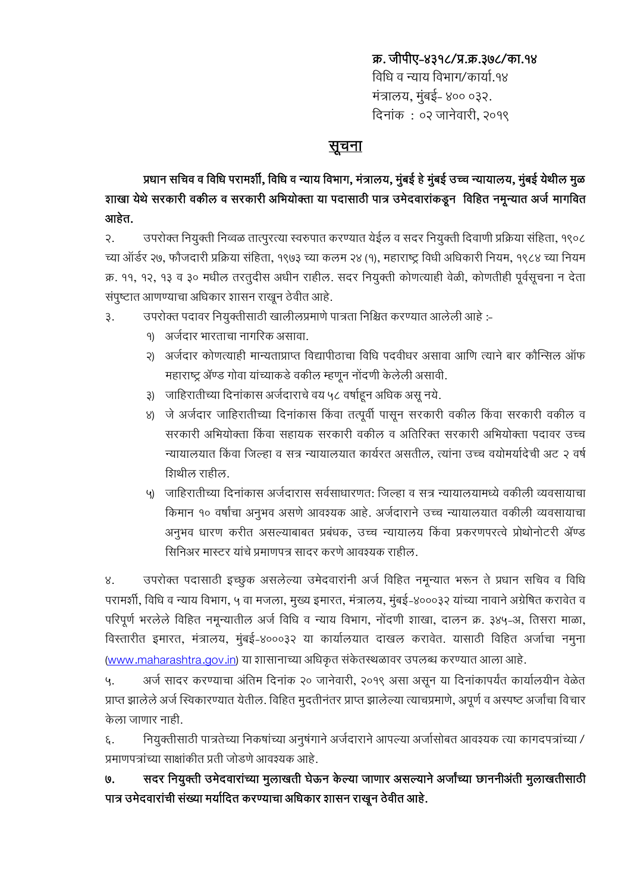**क्र. जीपीए-४३१८/प्र.क्र.३७८/का.१४**
विधि व न्याय विभाग/कार्या.१४
मंत्रालय, मुंबई- ४०० ०३२.
दिनांक : ०२ जानेवारी, २०१९

## सूचना

**प्रधान सचिव व विधि परामर्शी, विधि व न्याय विभाग, मंत्रालय, मुंबई हे मुंबई उच्च न्यायालय, मुंबई येथील मुळ शाखा येथे सरकारी वकील व सरकारी अभियोक्ता या पदासाठी पात्र उमेदवारांकडून विहित नमून्यात अर्ज मागवित आहेत.**

२. उपरोक्त नियुक्ती निव्वळ तात्पुरत्या स्वरुपात करण्यात येईल व सदर नियुक्ती दिवाणी प्रक्रिया संहिता, १९०८ च्या ऑर्डर २७, फौजदारी प्रक्रिया संहिता, १९७३ च्या कलम २४ (१), महाराष्ट्र विधी अधिकारी नियम, १९८४ च्या नियम क्र. ११, १२, १३ व ३० मधील तरतुदीस अधीन राहील. सदर नियुक्ती कोणत्याही वेळी, कोणतीही पूर्वसूचना न देता संपुष्टात आणण्याचा अधिकार शासन राखून ठेवीत आहे.

३. उपरोक्त पदावर नियुक्तीसाठी खालीलप्रमाणे पात्रता निश्चित करण्यात आलेली आहे :-

१) अर्जदार भारताचा नागरिक असावा.
२) अर्जदार कोणत्याही मान्यताप्राप्त विद्यापीठाचा विधि पदवीधर असावा आणि त्याने बार कौन्सिल ऑफ महाराष्ट्र ॲण्ड गोवा यांच्याकडे वकील म्हणून नोंदणी केलेली असावी.
३) जाहिरातीच्या दिनांकास अर्जदाराचे वय ५८ वर्षाहून अधिक असू नये.
४) जे अर्जदार जाहिरातीच्या दिनांकास किंवा तत्पूर्वी पासून सरकारी वकील किंवा सरकारी वकील व सरकारी अभियोक्ता किंवा सहायक सरकारी वकील व अतिरिक्त सरकारी अभियोक्ता पदावर उच्च न्यायालयात किंवा जिल्हा व सत्र न्यायालयात कार्यरत असतील, त्यांना उच्च वयोमर्यादेची अट २ वर्ष शिथील राहील.
५) जाहिरातीच्या दिनांकास अर्जदारास सर्वसाधारणत: जिल्हा व सत्र न्यायालयामध्ये वकीली व्यवसायाचा किमान १० वर्षांचा अनुभव असणे आवश्यक आहे. अर्जदाराने उच्च न्यायालयात वकीली व्यवसायाचा अनुभव धारण करीत असल्याबाबत प्रबंधक, उच्च न्यायालय किंवा प्रकरणपरत्वे प्रोथोनोटरी ॲण्ड सिनिअर मास्टर यांचे प्रमाणपत्र सादर करणे आवश्यक राहील.

४. उपरोक्त पदासाठी इच्छुक असलेल्या उमेदवारांनी अर्ज विहित नमून्यात भरून ते प्रधान सचिव व विधि परामर्शी, विधि व न्याय विभाग, ५ वा मजला, मुख्य इमारत, मंत्रालय, मुंबई-४०००३२ यांच्या नावाने अग्रेषित करावेत व परिपूर्ण भरलेले विहित नमून्यातील अर्ज विधि व न्याय विभाग, नोंदणी शाखा, दालन क्र. ३४५-अ, तिसरा माळा, विस्तारीत इमारत, मंत्रालय, मुंबई-४०००३२ या कार्यालयात दाखल करावेत. यासाठी विहित अर्जाचा नमुना (www.maharashtra.gov.in) या शासानाच्या अधिकृत संकेतस्थळावर उपलब्ध करण्यात आला आहे.

५. अर्ज सादर करण्याचा अंतिम दिनांक २० जानेवारी, २०१९ असा असून या दिनांकापर्यंत कार्यालयीन वेळेत प्राप्त झालेले अर्ज स्विकारण्यात येतील. विहित मुदतीनंतर प्राप्त झालेल्या त्याचप्रमाणे, अपूर्ण व अस्पष्ट अर्जांचा विचार केला जाणार नाही.

६. नियुक्तीसाठी पात्रतेच्या निकषांच्या अनुषंगाने अर्जदाराने आपल्या अर्जासोबत आवश्यक त्या कागदपत्रांच्या / प्रमाणपत्रांच्या साक्षांकीत प्रती जोडणे आवश्यक आहे.

**७. सदर नियुक्ती उमेदवारांच्या मुलाखती घेऊन केल्या जाणार असल्याने अर्जांच्या छाननीअंती मुलाखतीसाठी पात्र उमेदवारांची संख्या मर्यादित करण्याचा अधिकार शासन राखून ठेवीत आहे.**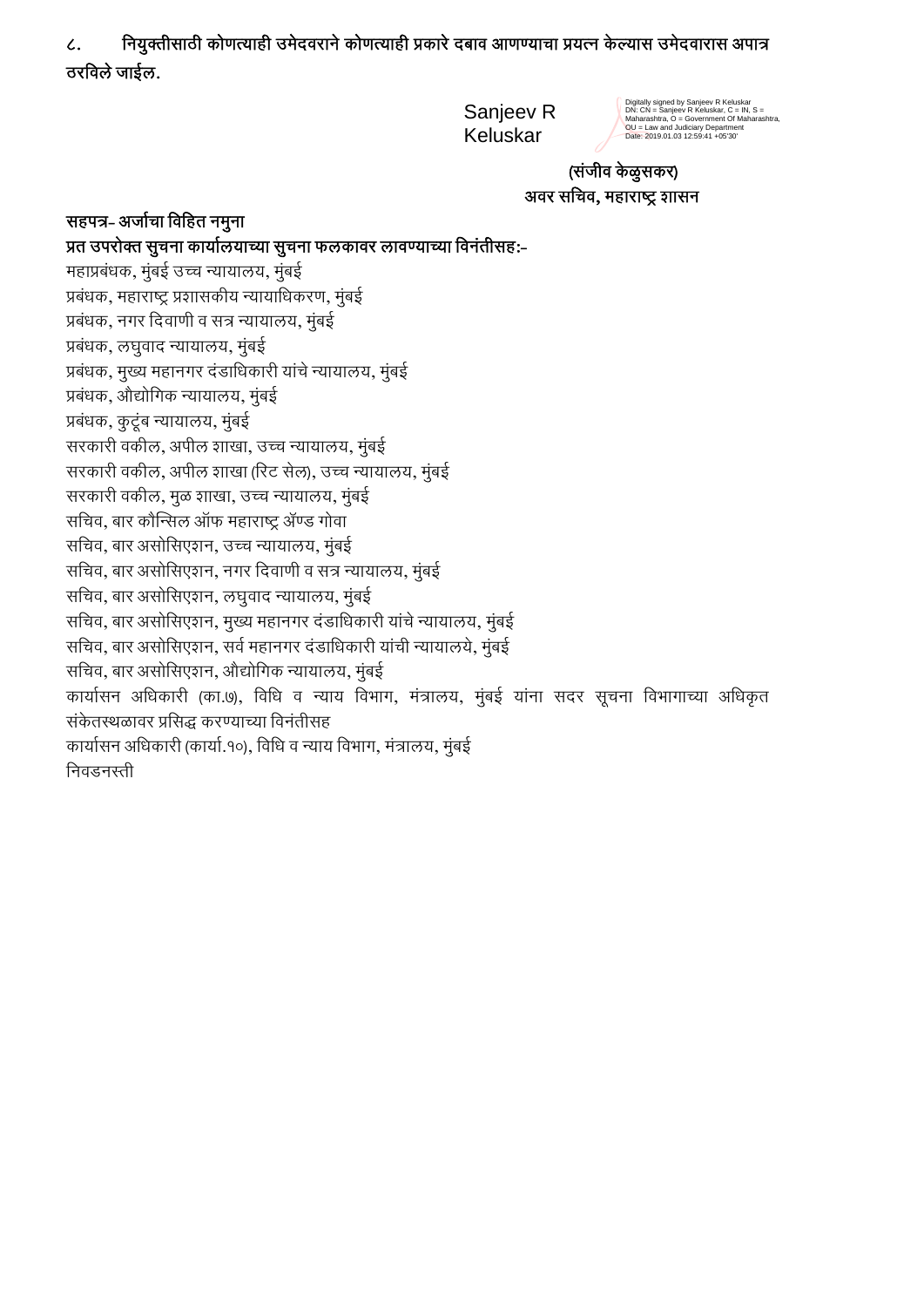८. **नियुक्तीसाठी कोणत्याही उमेदवराने कोणत्याही प्रकारे दबाव आणण्याचा प्रयत्न केल्यास उमेदवारास अपात्र ठरविले जाईल.**

Sanjeev R Keluskar

Digitally signed by Sanjeev R Keluskar
DN: CN = Sanjeev R Keluskar, C = IN, S = Maharashtra, O = Government Of Maharashtra, OU = Law and Judiciary Department
Date: 2019.01.03 12:59:41 +05'30'

**(संजीव केळुसकर)**
**अवर सचिव, महाराष्ट्र शासन**

**सहपत्र- अर्जाचा विहित नमुना**

**प्रत उपरोक्त सुचना कार्यालयाच्या सुचना फलकावर लावण्याच्या विनंतीसह:-**

महाप्रबंधक, मुंबई उच्च न्यायालय, मुंबई
प्रबंधक, महाराष्ट्र प्रशासकीय न्यायाधिकरण, मुंबई
प्रबंधक, नगर दिवाणी व सत्र न्यायालय, मुंबई
प्रबंधक, लघुवाद न्यायालय, मुंबई
प्रबंधक, मुख्य महानगर दंडाधिकारी यांचे न्यायालय, मुंबई
प्रबंधक, औद्योगिक न्यायालय, मुंबई
प्रबंधक, कुटूंब न्यायालय, मुंबई
सरकारी वकील, अपील शाखा, उच्च न्यायालय, मुंबई
सरकारी वकील, अपील शाखा (रिट सेल), उच्च न्यायालय, मुंबई
सरकारी वकील, मुळ शाखा, उच्च न्यायालय, मुंबई
सचिव, बार कौन्सिल ऑफ महाराष्ट्र ॲण्ड गोवा
सचिव, बार असोसिएशन, उच्च न्यायालय, मुंबई
सचिव, बार असोसिएशन, नगर दिवाणी व सत्र न्यायालय, मुंबई
सचिव, बार असोसिएशन, लघुवाद न्यायालय, मुंबई
सचिव, बार असोसिएशन, मुख्य महानगर दंडाधिकारी यांचे न्यायालय, मुंबई
सचिव, बार असोसिएशन, सर्व महानगर दंडाधिकारी यांची न्यायालये, मुंबई
सचिव, बार असोसिएशन, औद्योगिक न्यायालय, मुंबई
कार्यासन अधिकारी (का.७), विधि व न्याय विभाग, मंत्रालय, मुंबई यांना सदर सूचना विभागाच्या अधिकृत संकेतस्थळावर प्रसिद्ध करण्याच्या विनंतीसह
कार्यासन अधिकारी (कार्या.१०), विधि व न्याय विभाग, मंत्रालय, मुंबई
निवडनस्ती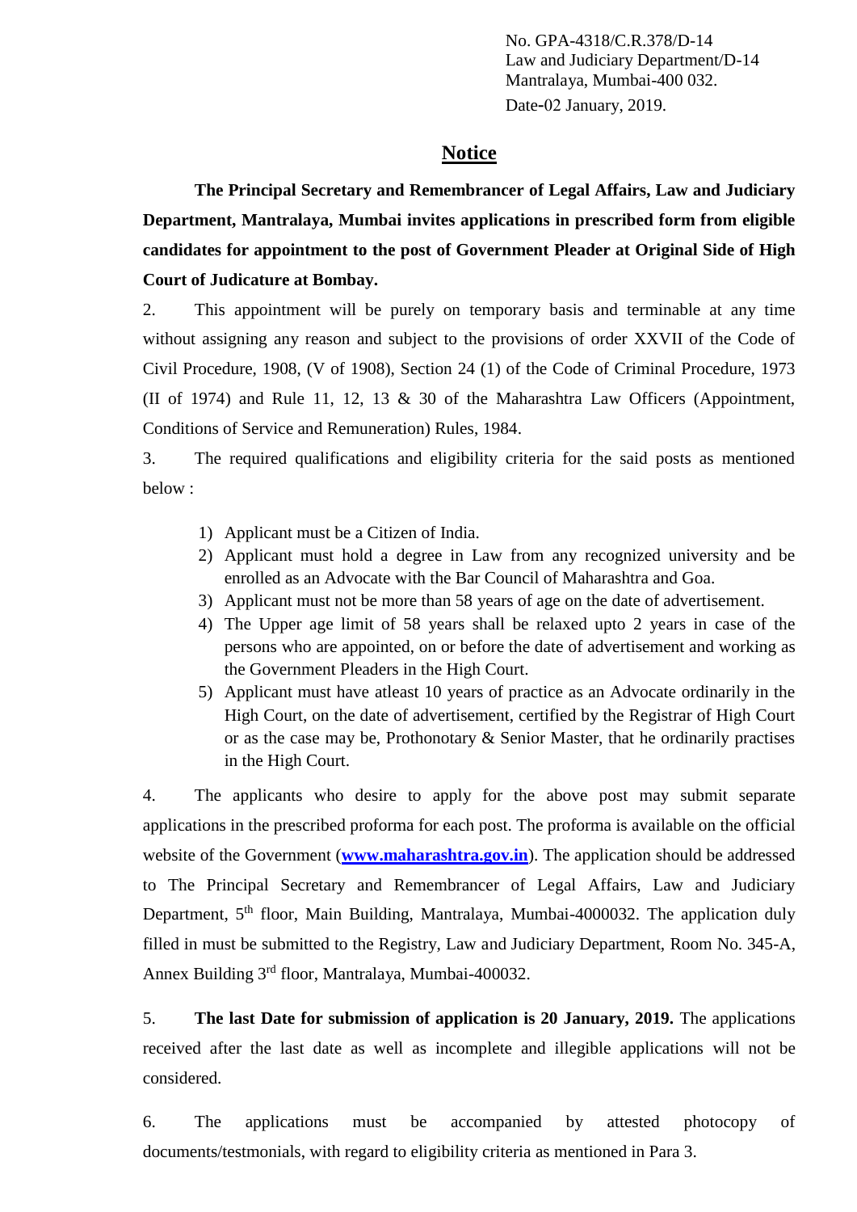No. GPA-4318/C.R.378/D-14
Law and Judiciary Department/D-14
Mantralaya, Mumbai-400 032.
Date-02 January, 2019.

# Notice

**The Principal Secretary and Remembrancer of Legal Affairs, Law and Judiciary Department, Mantralaya, Mumbai invites applications in prescribed form from eligible candidates for appointment to the post of Government Pleader at Original Side of High Court of Judicature at Bombay.**

2. This appointment will be purely on temporary basis and terminable at any time without assigning any reason and subject to the provisions of order XXVII of the Code of Civil Procedure, 1908, (V of 1908), Section 24 (1) of the Code of Criminal Procedure, 1973 (II of 1974) and Rule 11, 12, 13 & 30 of the Maharashtra Law Officers (Appointment, Conditions of Service and Remuneration) Rules, 1984.

3. The required qualifications and eligibility criteria for the said posts as mentioned below :

1) Applicant must be a Citizen of India.
2) Applicant must hold a degree in Law from any recognized university and be enrolled as an Advocate with the Bar Council of Maharashtra and Goa.
3) Applicant must not be more than 58 years of age on the date of advertisement.
4) The Upper age limit of 58 years shall be relaxed upto 2 years in case of the persons who are appointed, on or before the date of advertisement and working as the Government Pleaders in the High Court.
5) Applicant must have atleast 10 years of practice as an Advocate ordinarily in the High Court, on the date of advertisement, certified by the Registrar of High Court or as the case may be, Prothonotary & Senior Master, that he ordinarily practises in the High Court.

4. The applicants who desire to apply for the above post may submit separate applications in the prescribed proforma for each post. The proforma is available on the official website of the Government (**www.maharashtra.gov.in**). The application should be addressed to The Principal Secretary and Remembrancer of Legal Affairs, Law and Judiciary Department, 5th floor, Main Building, Mantralaya, Mumbai-4000032. The application duly filled in must be submitted to the Registry, Law and Judiciary Department, Room No. 345-A, Annex Building 3rd floor, Mantralaya, Mumbai-400032.

5. **The last Date for submission of application is 20 January, 2019.** The applications received after the last date as well as incomplete and illegible applications will not be considered.

6. The applications must be accompanied by attested photocopy of documents/testmonials, with regard to eligibility criteria as mentioned in Para 3.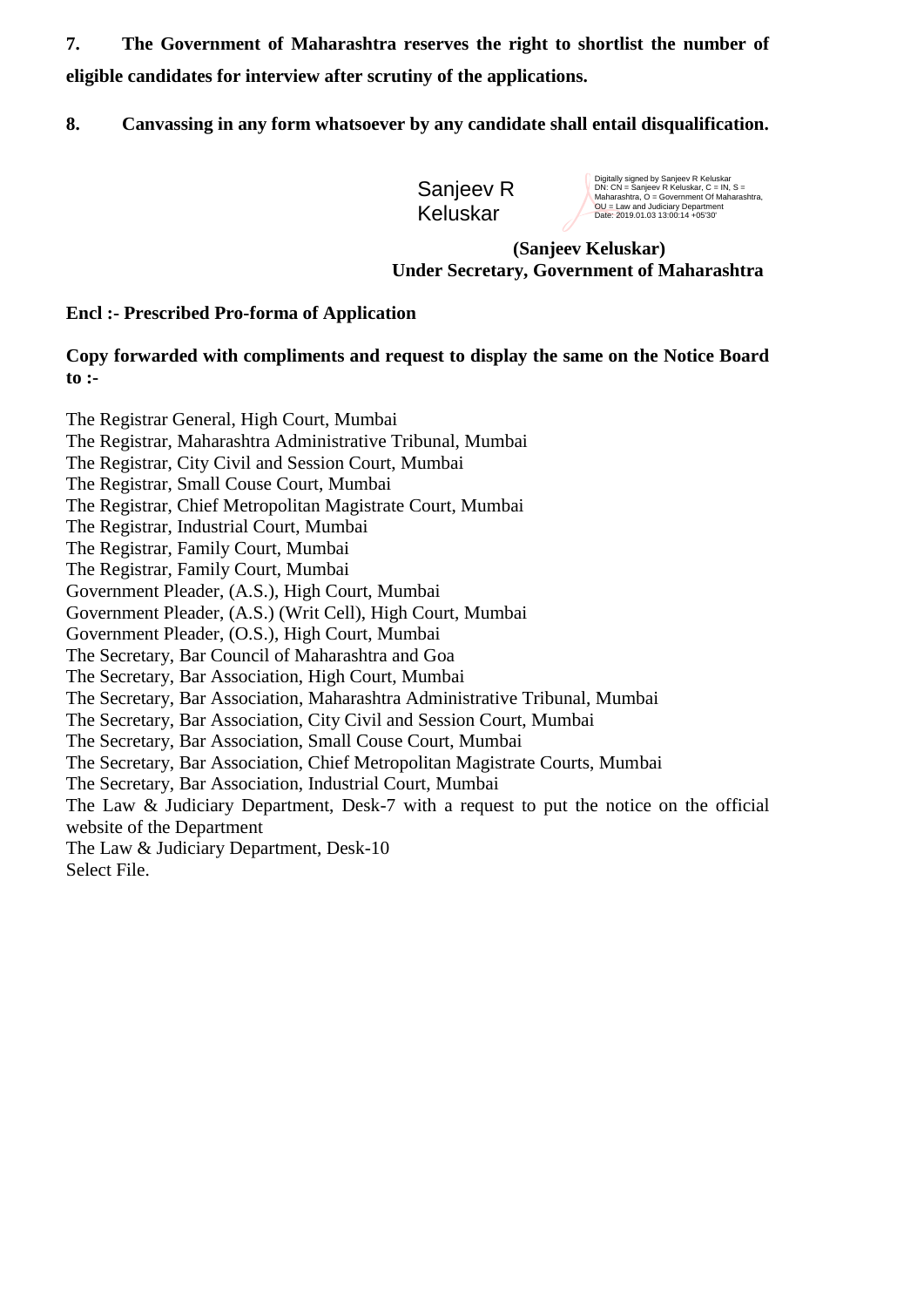**7. The Government of Maharashtra reserves the right to shortlist the number of eligible candidates for interview after scrutiny of the applications.**

**8. Canvassing in any form whatsoever by any candidate shall entail disqualification.**

Sanjeev R Keluskar

Digitally signed by Sanjeev R Keluskar
DN: CN = Sanjeev R Keluskar, C = IN, S = Maharashtra, O = Government Of Maharashtra, OU = Law and Judiciary Department
Date: 2019.01.03 13:00:14 +05'30'

**(Sanjeev Keluskar)**
**Under Secretary, Government of Maharashtra**

**Encl :- Prescribed Pro-forma of Application**

**Copy forwarded with compliments and request to display the same on the Notice Board to :-**

The Registrar General, High Court, Mumbai
The Registrar, Maharashtra Administrative Tribunal, Mumbai
The Registrar, City Civil and Session Court, Mumbai
The Registrar, Small Couse Court, Mumbai
The Registrar, Chief Metropolitan Magistrate Court, Mumbai
The Registrar, Industrial Court, Mumbai
The Registrar, Family Court, Mumbai
The Registrar, Family Court, Mumbai
Government Pleader, (A.S.), High Court, Mumbai
Government Pleader, (A.S.) (Writ Cell), High Court, Mumbai
Government Pleader, (O.S.), High Court, Mumbai
The Secretary, Bar Council of Maharashtra and Goa
The Secretary, Bar Association, High Court, Mumbai
The Secretary, Bar Association, Maharashtra Administrative Tribunal, Mumbai
The Secretary, Bar Association, City Civil and Session Court, Mumbai
The Secretary, Bar Association, Small Couse Court, Mumbai
The Secretary, Bar Association, Chief Metropolitan Magistrate Courts, Mumbai
The Secretary, Bar Association, Industrial Court, Mumbai
The Law & Judiciary Department, Desk-7 with a request to put the notice on the official website of the Department
The Law & Judiciary Department, Desk-10
Select File.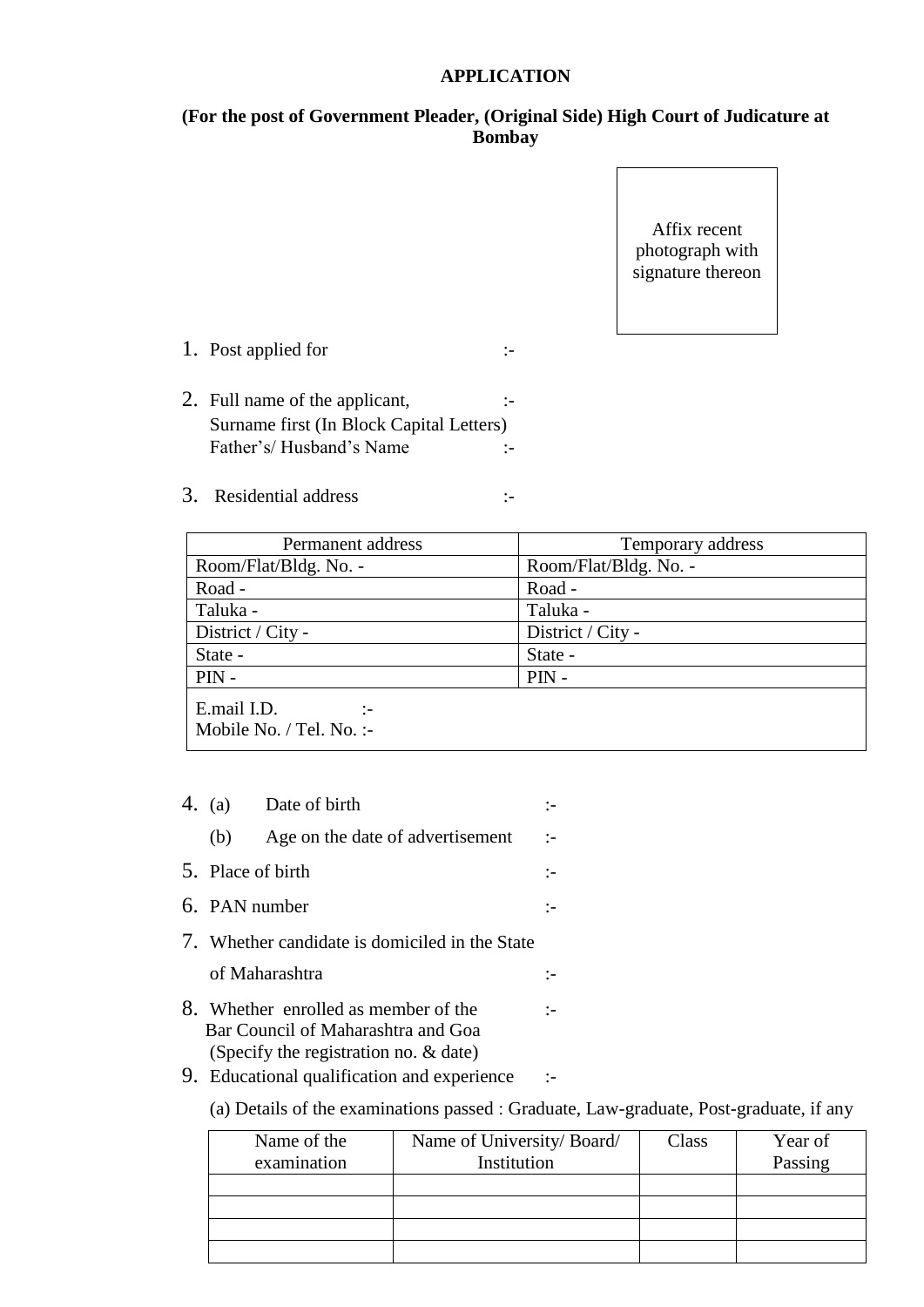**APPLICATION**

**(For the post of Government Pleader, (Original Side) High Court of Judicature at Bombay**

Affix recent photograph with signature thereon

1. Post applied for :-

2. Full name of the applicant, :-
   Surname first (In Block Capital Letters)
   Father's/ Husband's Name :-

3. Residential address :-

| Permanent address | Temporary address |
|---|---|
| Room/Flat/Bldg. No. - | Room/Flat/Bldg. No. - |
| Road - | Road - |
| Taluka - | Taluka - |
| District / City - | District / City - |
| State - | State - |
| PIN - | PIN - |
| E.mail I.D. :- <br> Mobile No. / Tel. No. :- | |

4. (a) Date of birth :-
   (b) Age on the date of advertisement :-

5. Place of birth :-

6. PAN number :-

7. Whether candidate is domiciled in the State of Maharashtra :-

8. Whether enrolled as member of the Bar Council of Maharashtra and Goa (Specify the registration no. & date) :-

9. Educational qualification and experience :-

   (a) Details of the examinations passed : Graduate, Law-graduate, Post-graduate, if any

| Name of the examination | Name of University/ Board/ Institution | Class | Year of Passing |
|---|---|---|---|
| | | | |
| | | | |
| | | | |
| | | | |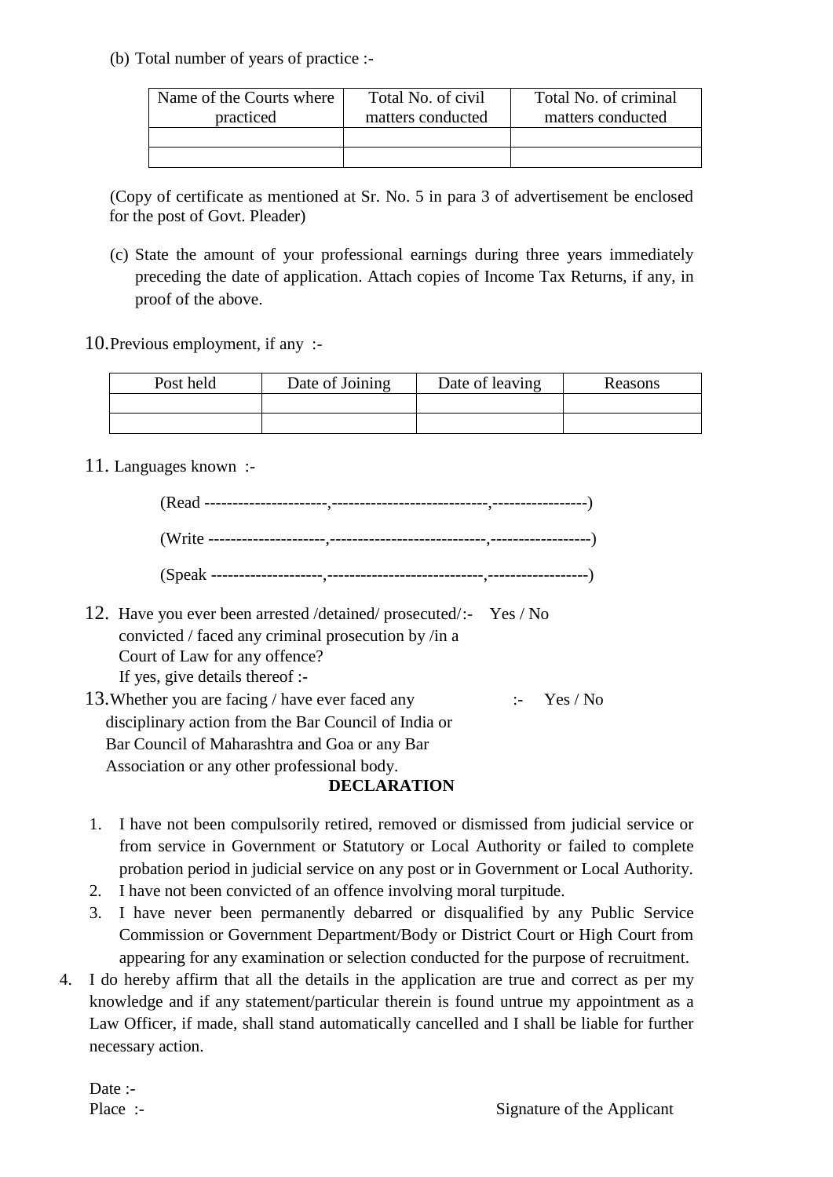(b) Total number of years of practice :-

| Name of the Courts where practiced | Total No. of civil matters conducted | Total No. of criminal matters conducted |
|---|---|---|
| | | |
| | | |

(Copy of certificate as mentioned at Sr. No. 5 in para 3 of advertisement be enclosed for the post of Govt. Pleader)

(c) State the amount of your professional earnings during three years immediately preceding the date of application. Attach copies of Income Tax Returns, if any, in proof of the above.

10. Previous employment, if any :-

| Post held | Date of Joining | Date of leaving | Reasons |
|---|---|---|---|
| | | | |
| | | | |

11. Languages known :-

(Read ---------------------,---------------------------,----------------)

(Write --------------------,---------------------------,-----------------)

(Speak -------------------,---------------------------,-----------------)

12. Have you ever been arrested /detained/ prosecuted/ convicted / faced any criminal prosecution by /in a Court of Law for any offence? :- Yes / No
If yes, give details thereof :-

13. Whether you are facing / have ever faced any disciplinary action from the Bar Council of India or Bar Council of Maharashtra and Goa or any Bar Association or any other professional body. :- Yes / No

**DECLARATION**

1. I have not been compulsorily retired, removed or dismissed from judicial service or from service in Government or Statutory or Local Authority or failed to complete probation period in judicial service on any post or in Government or Local Authority.
2. I have not been convicted of an offence involving moral turpitude.
3. I have never been permanently debarred or disqualified by any Public Service Commission or Government Department/Body or District Court or High Court from appearing for any examination or selection conducted for the purpose of recruitment.
4. I do hereby affirm that all the details in the application are true and correct as per my knowledge and if any statement/particular therein is found untrue my appointment as a Law Officer, if made, shall stand automatically cancelled and I shall be liable for further necessary action.

Date :-

Place :-

Signature of the Applicant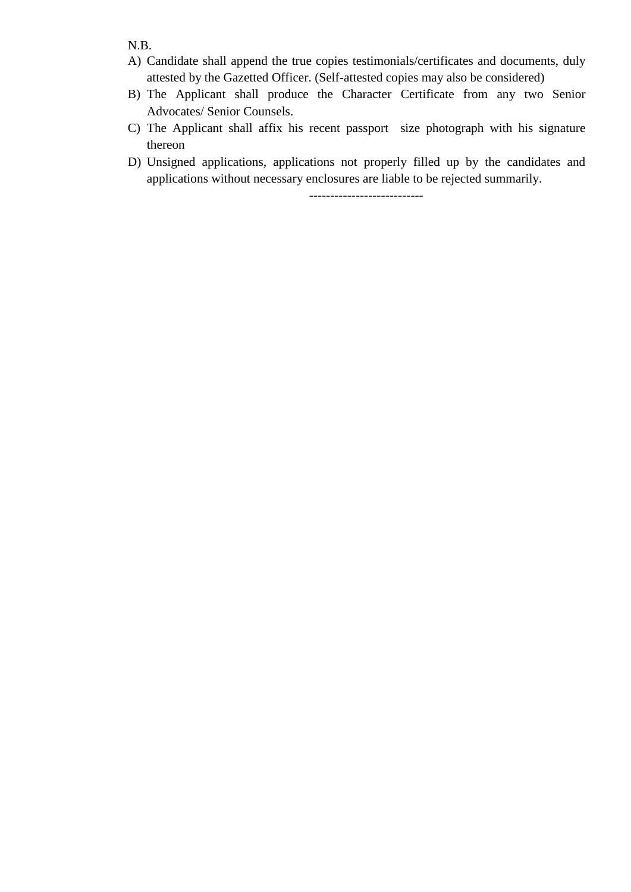N.B.

A) Candidate shall append the true copies testimonials/certificates and documents, duly attested by the Gazetted Officer. (Self-attested copies may also be considered)
B) The Applicant shall produce the Character Certificate from any two Senior Advocates/ Senior Counsels.
C) The Applicant shall affix his recent passport size photograph with his signature thereon
D) Unsigned applications, applications not properly filled up by the candidates and applications without necessary enclosures are liable to be rejected summarily.

---------------------------